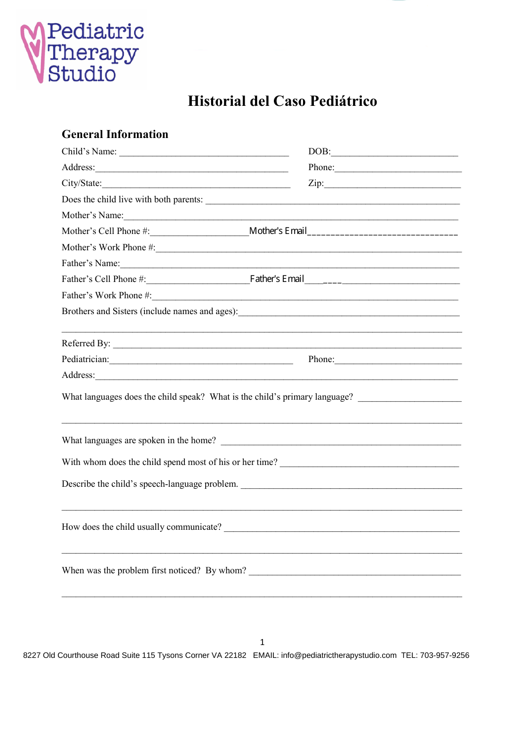Pediatric Therapy Studio

# Historial del Caso Pediátrico

## General Information

Child's Name: ___________________________________ DOB:__________________________

Address:_________________________________________ Phone:___________________________

City/State:_______________________________________ Zip:_____________________________

Does the child live with both parents: ______________________________________________________

Mother's Name:_____________________________________________________________________

Mother's Cell Phone #:____________________Mother's Email________________________________

Mother's Work Phone #:________________________________________________________________

Father's Name:______________________________________________________________________

Father's Cell Phone #:_____________________Father's Email____________________________________

Father's Work Phone #:_________________________________________________________________

Brothers and Sisters (include names and ages):______________________________________________

_________________________________________________________________________________

Referred By: _______________________________________________________________________

Pediatrician:_________________________________________ Phone:___________________________

Address:___________________________________________________________________________

What languages does the child speak? What is the child's primary language? ______________________

_________________________________________________________________________________

What languages are spoken in the home? ____________________________________________________

With whom does the child spend most of his or her time? _____________________________________

Describe the child's speech-language problem. _______________________________________________

_________________________________________________________________________________

How does the child usually communicate? ___________________________________________________

_________________________________________________________________________________

When was the problem first noticed? By whom? ______________________________________________

_________________________________________________________________________________

8227 Old Courthouse Road Suite 115 Tysons Corner VA 22182 EMAIL: info@pediatrictherapystudio.com TEL: 703-957-9256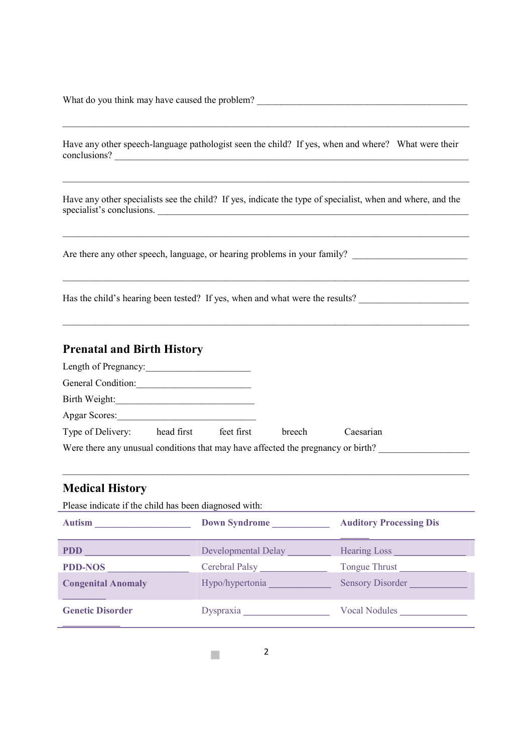What do you think may have caused the problem? ______________________________________________

______________________________________________________________________________

Have any other speech-language pathologist seen the child? If yes, when and where? What were their conclusions? ______________________________________________________________________

______________________________________________________________________________

Have any other specialists see the child? If yes, indicate the type of specialist, when and where, and the specialist's conclusions. ______________________________________________________________

______________________________________________________________________________

Are there any other speech, language, or hearing problems in your family? _______________________

______________________________________________________________________________

Has the child's hearing been tested? If yes, when and what were the results? ______________________

______________________________________________________________________________

## Prenatal and Birth History

Length of Pregnancy:______________________

General Condition:________________________

Birth Weight:_____________________________

Apgar Scores:_____________________________

Type of Delivery: head first feet first breech Caesarian

Were there any unusual conditions that may have affected the pregnancy or birth? __________________

______________________________________________________________________________

## Medical History

Please indicate if the child has been diagnosed with:

| | | |
|---|---|---|
| **Autism** ____________________ | **Down Syndrome** ____________ | **Auditory Processing Dis** ______ |
| **PDD** _______________________ | Developmental Delay _________ | Hearing Loss _______________ |
| **PDD-NOS** ________________ | Cerebral Palsy _____________ | Tongue Thrust ______________ |
| **Congenital Anomaly** _________ | Hypo/hypertonia _____________ | Sensory Disorder ____________ |
| **Genetic Disorder** ____________ | Dyspraxia __________________ | Vocal Nodules ______________ |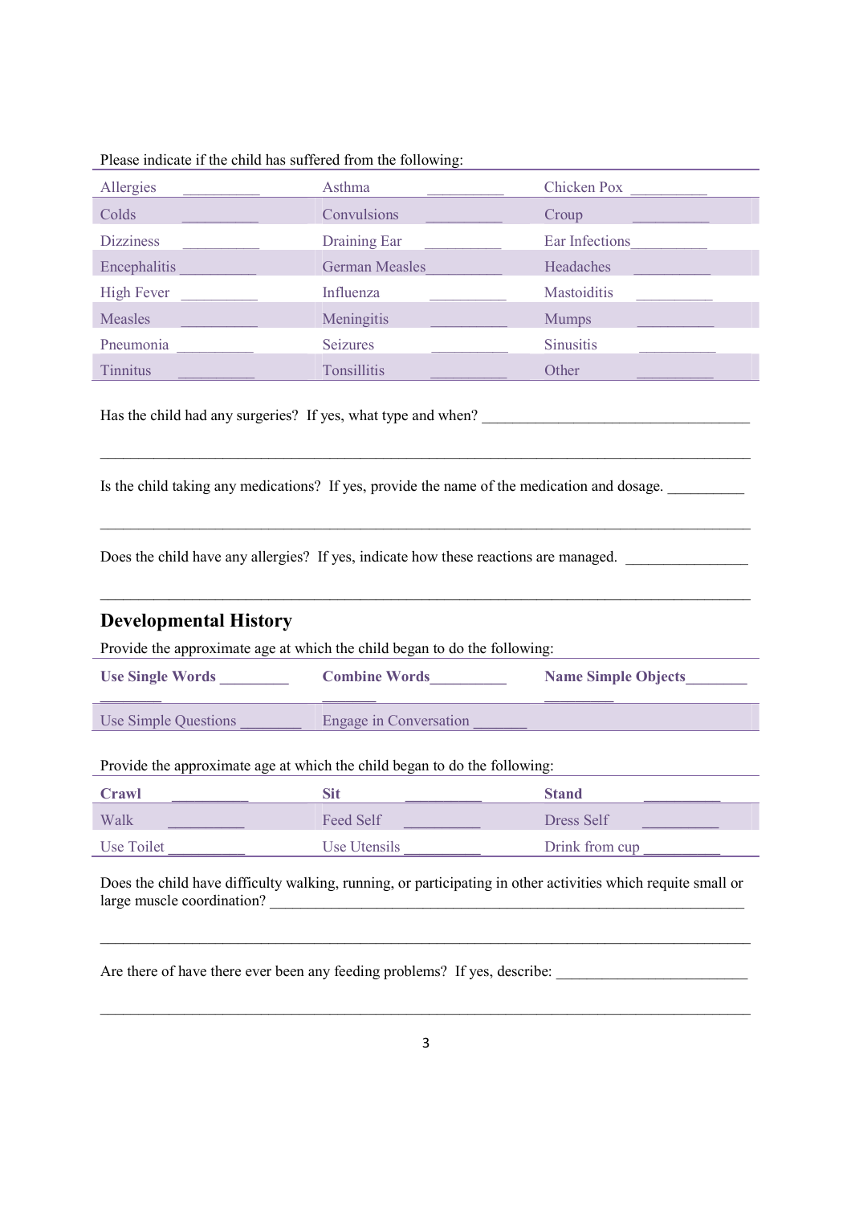Please indicate if the child has suffered from the following:

| | | |
|---|---|---|
| Allergies ___________ | Asthma ___________ | Chicken Pox ___________ |
| Colds ___________ | Convulsions ___________ | Croup ___________ |
| Dizziness ___________ | Draining Ear ___________ | Ear Infections___________ |
| Encephalitis ___________ | German Measles___________ | Headaches ___________ |
| High Fever ___________ | Influenza ___________ | Mastoiditis ___________ |
| Measles ___________ | Meningitis ___________ | Mumps ___________ |
| Pneumonia ___________ | Seizures ___________ | Sinusitis ___________ |
| Tinnitus ___________ | Tonsillitis ___________ | Other ___________ |

Has the child had any surgeries? If yes, what type and when? ______________________________________

_____________________________________________________________________________________

Is the child taking any medications? If yes, provide the name of the medication and dosage. __________

_____________________________________________________________________________________

Does the child have any allergies? If yes, indicate how these reactions are managed. ________________

_____________________________________________________________________________________

## Developmental History

Provide the approximate age at which the child began to do the following:

| | | |
|---|---|---|
| **Use Single Words** _________ ________ | **Combine Words**__________ | **Name Simple Objects**________ _________ |
| Use Simple Questions ________ | Engage in Conversation _______ | |

Provide the approximate age at which the child began to do the following:

| | | |
|---|---|---|
| **Crawl** ___________ | **Sit** ___________ | **Stand** ___________ |
| Walk ___________ | Feed Self ___________ | Dress Self ___________ |
| Use Toilet ___________ | Use Utensils ___________ | Drink from cup ___________ |

Does the child have difficulty walking, running, or participating in other activities which requite small or large muscle coordination? _________________________________________________________________

_____________________________________________________________________________________

Are there of have there ever been any feeding problems? If yes, describe: __________________________

_____________________________________________________________________________________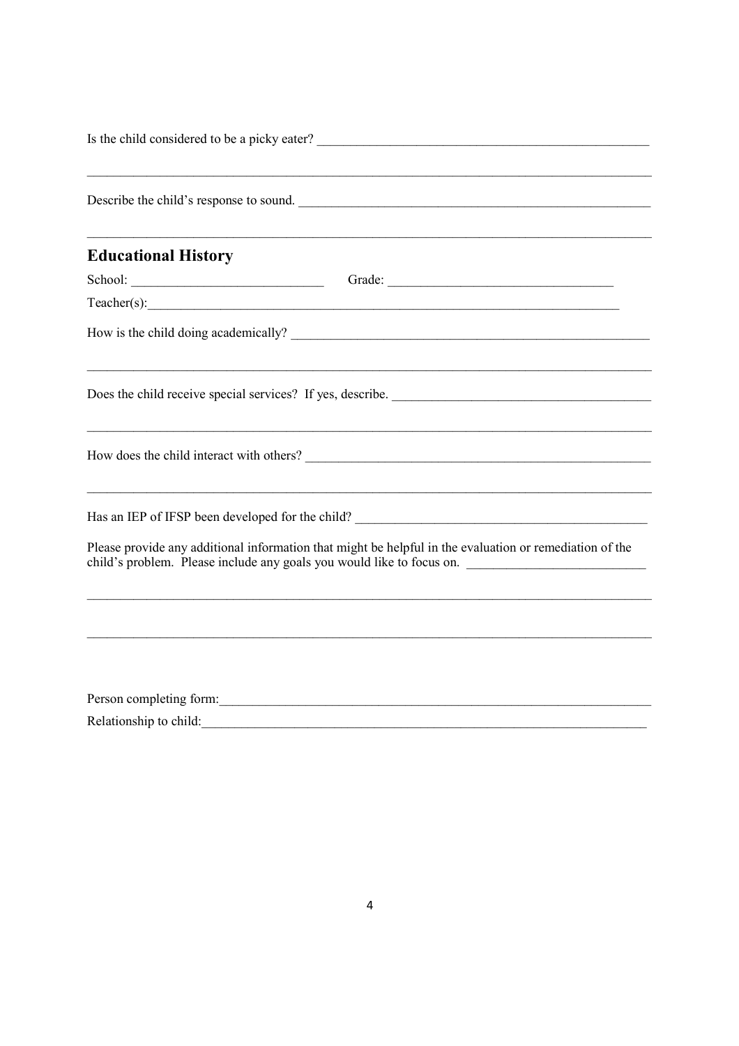Is the child considered to be a picky eater? ____________________________________________________

_____________________________________________________________________________________

Describe the child's response to sound. _______________________________________________________

_____________________________________________________________________________________

## Educational History

School: ____________________________ Grade: _________________________________

Teacher(s):___________________________________________________________________________

How is the child doing academically? _________________________________________________

_____________________________________________________________________________________

Does the child receive special services? If yes, describe. ______________________________________

_____________________________________________________________________________________

How does the child interact with others? _____________________________________________________

_____________________________________________________________________________________

Has an IEP of IFSP been developed for the child? ____________________________________________

Please provide any additional information that might be helpful in the evaluation or remediation of the child's problem. Please include any goals you would like to focus on. ___________________________

_____________________________________________________________________________________

_____________________________________________________________________________________

Person completing form:_______________________________________________________________

Relationship to child:_________________________________________________________________